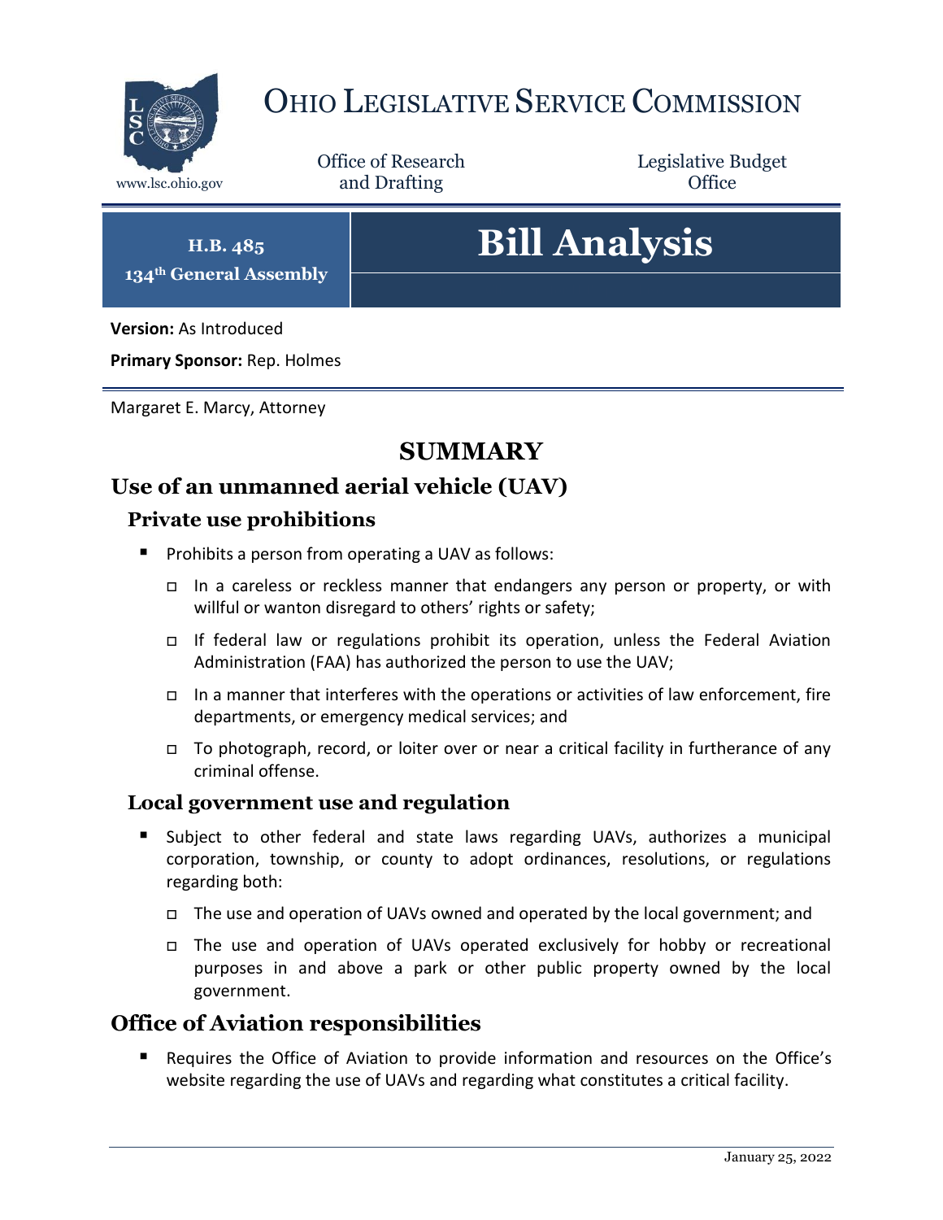# Ohio Legislative Service Commission

www.lsc.ohio.gov

Office of Research and Drafting

Legislative Budget Office

**H.B. 485**
**134th General Assembly**

# Bill Analysis

**Version:** As Introduced

**Primary Sponsor:** Rep. Holmes

Margaret E. Marcy, Attorney

## SUMMARY

### Use of an unmanned aerial vehicle (UAV)

#### Private use prohibitions

- Prohibits a person from operating a UAV as follows:
  - In a careless or reckless manner that endangers any person or property, or with willful or wanton disregard to others' rights or safety;
  - If federal law or regulations prohibit its operation, unless the Federal Aviation Administration (FAA) has authorized the person to use the UAV;
  - In a manner that interferes with the operations or activities of law enforcement, fire departments, or emergency medical services; and
  - To photograph, record, or loiter over or near a critical facility in furtherance of any criminal offense.

#### Local government use and regulation

- Subject to other federal and state laws regarding UAVs, authorizes a municipal corporation, township, or county to adopt ordinances, resolutions, or regulations regarding both:
  - The use and operation of UAVs owned and operated by the local government; and
  - The use and operation of UAVs operated exclusively for hobby or recreational purposes in and above a park or other public property owned by the local government.

### Office of Aviation responsibilities

- Requires the Office of Aviation to provide information and resources on the Office's website regarding the use of UAVs and regarding what constitutes a critical facility.

January 25, 2022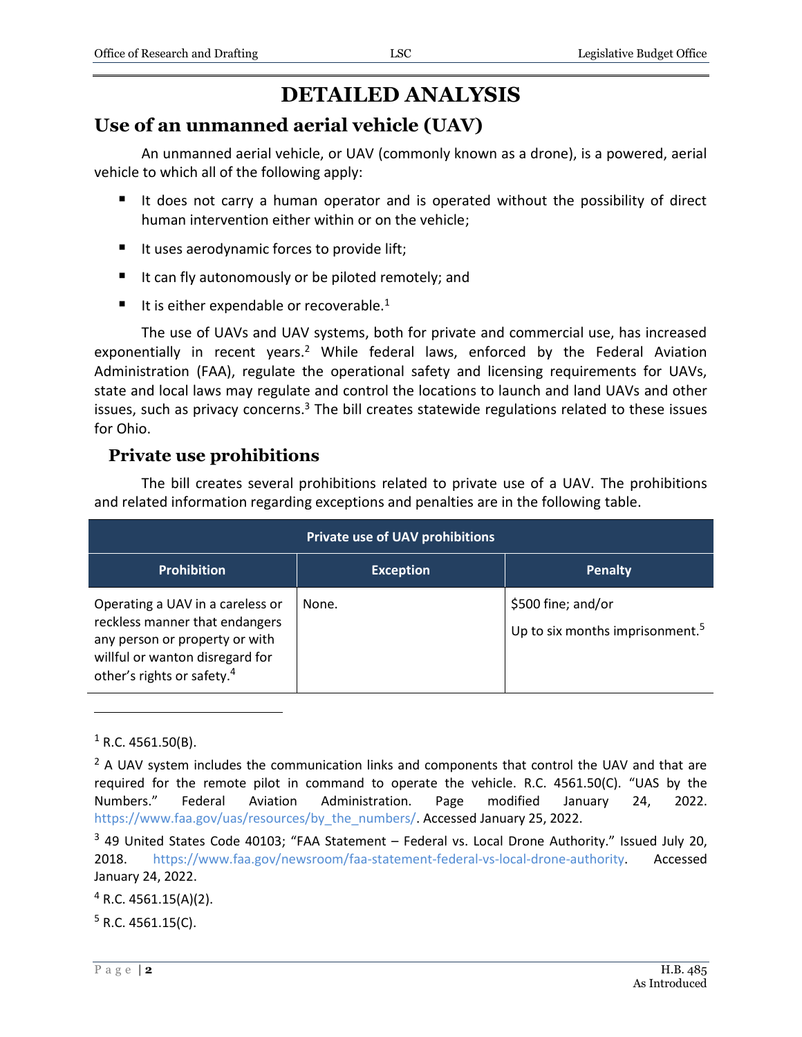# DETAILED ANALYSIS

## Use of an unmanned aerial vehicle (UAV)

An unmanned aerial vehicle, or UAV (commonly known as a drone), is a powered, aerial vehicle to which all of the following apply:

- It does not carry a human operator and is operated without the possibility of direct human intervention either within or on the vehicle;
- It uses aerodynamic forces to provide lift;
- It can fly autonomously or be piloted remotely; and
- It is either expendable or recoverable.[1]

The use of UAVs and UAV systems, both for private and commercial use, has increased exponentially in recent years.[2] While federal laws, enforced by the Federal Aviation Administration (FAA), regulate the operational safety and licensing requirements for UAVs, state and local laws may regulate and control the locations to launch and land UAVs and other issues, such as privacy concerns.[3] The bill creates statewide regulations related to these issues for Ohio.

### Private use prohibitions

The bill creates several prohibitions related to private use of a UAV. The prohibitions and related information regarding exceptions and penalties are in the following table.

| Private use of UAV prohibitions | | |
|---|---|---|
| **Prohibition** | **Exception** | **Penalty** |
| Operating a UAV in a careless or reckless manner that endangers any person or property or with willful or wanton disregard for other's rights or safety.[4] | None. | $500 fine; and/or<br>Up to six months imprisonment.[5] |

[1] R.C. 4561.50(B).

[2] A UAV system includes the communication links and components that control the UAV and that are required for the remote pilot in command to operate the vehicle. R.C. 4561.50(C). "UAS by the Numbers." Federal Aviation Administration. Page modified January 24, 2022. https://www.faa.gov/uas/resources/by_the_numbers/. Accessed January 25, 2022.

[3] 49 United States Code 40103; "FAA Statement – Federal vs. Local Drone Authority." Issued July 20, 2018. https://www.faa.gov/newsroom/faa-statement-federal-vs-local-drone-authority. Accessed January 24, 2022.

[4] R.C. 4561.15(A)(2).

[5] R.C. 4561.15(C).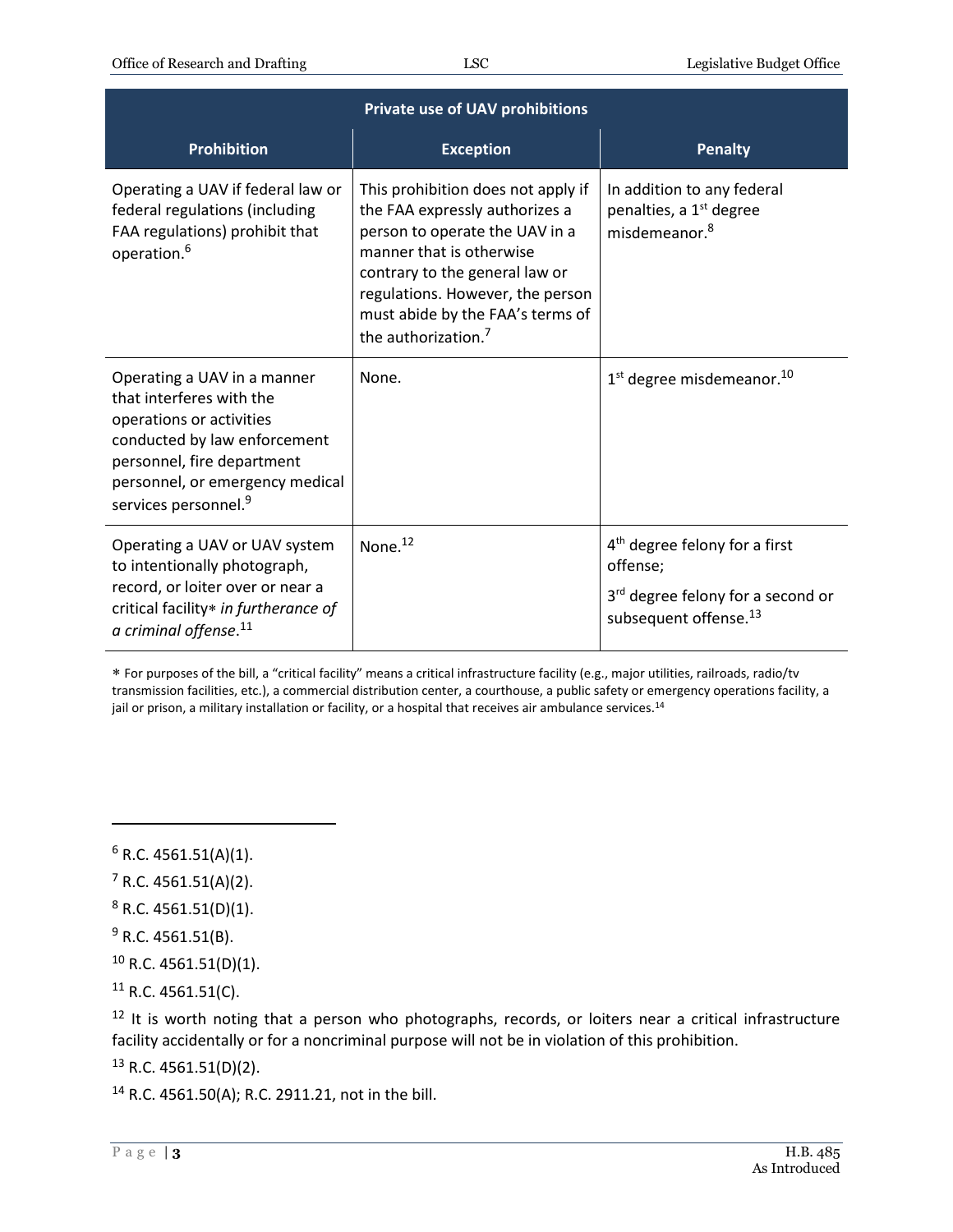| Private use of UAV prohibitions | | |
|---|---|---|
| **Prohibition** | **Exception** | **Penalty** |
| Operating a UAV if federal law or federal regulations (including FAA regulations) prohibit that operation.[6] | This prohibition does not apply if the FAA expressly authorizes a person to operate the UAV in a manner that is otherwise contrary to the general law or regulations. However, the person must abide by the FAA's terms of the authorization.[7] | In addition to any federal penalties, a 1st degree misdemeanor.[8] |
| Operating a UAV in a manner that interferes with the operations or activities conducted by law enforcement personnel, fire department personnel, or emergency medical services personnel.[9] | None. | 1st degree misdemeanor.[10] |
| Operating a UAV or UAV system to intentionally photograph, record, or loiter over or near a critical facility∗ *in furtherance of a criminal offense*.[11] | None.[12] | 4th degree felony for a first offense; 3rd degree felony for a second or subsequent offense.[13] |

∗ For purposes of the bill, a "critical facility" means a critical infrastructure facility (e.g., major utilities, railroads, radio/tv transmission facilities, etc.), a commercial distribution center, a courthouse, a public safety or emergency operations facility, a jail or prison, a military installation or facility, or a hospital that receives air ambulance services.[14]

---

[6] R.C. 4561.51(A)(1).

[7] R.C. 4561.51(A)(2).

[8] R.C. 4561.51(D)(1).

[9] R.C. 4561.51(B).

[10] R.C. 4561.51(D)(1).

[11] R.C. 4561.51(C).

[12] It is worth noting that a person who photographs, records, or loiters near a critical infrastructure facility accidentally or for a noncriminal purpose will not be in violation of this prohibition.

[13] R.C. 4561.51(D)(2).

[14] R.C. 4561.50(A); R.C. 2911.21, not in the bill.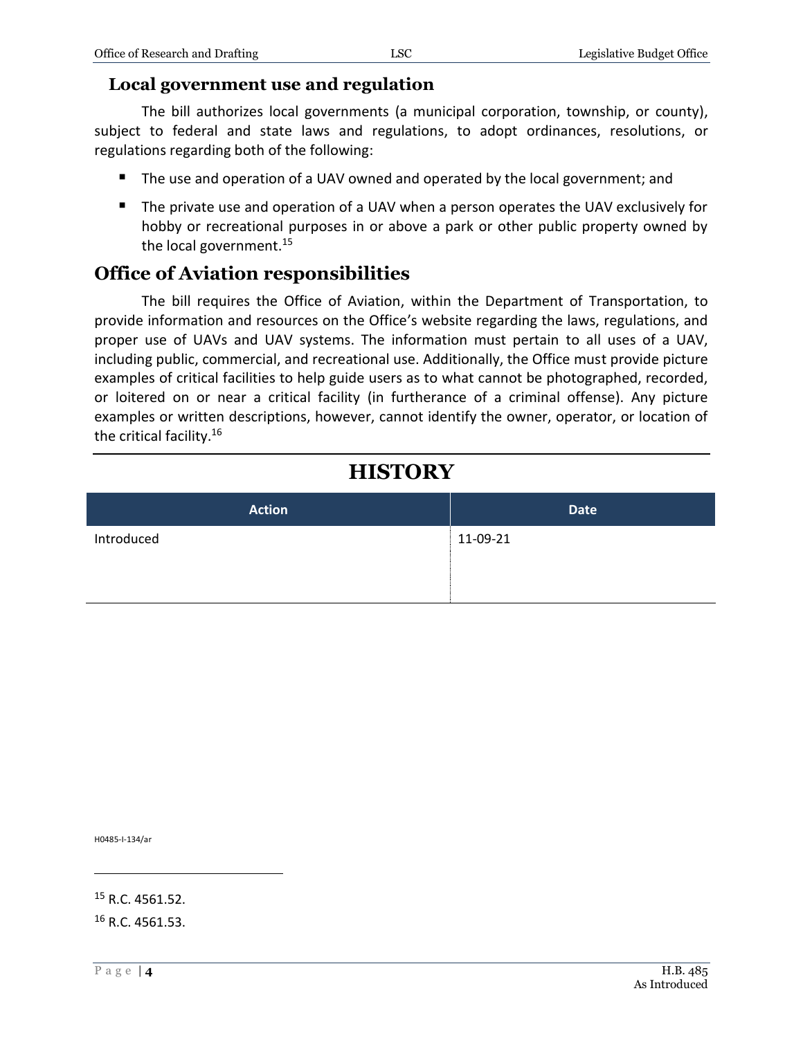### Local government use and regulation

The bill authorizes local governments (a municipal corporation, township, or county), subject to federal and state laws and regulations, to adopt ordinances, resolutions, or regulations regarding both of the following:

- The use and operation of a UAV owned and operated by the local government; and
- The private use and operation of a UAV when a person operates the UAV exclusively for hobby or recreational purposes in or above a park or other public property owned by the local government.[15]

## Office of Aviation responsibilities

The bill requires the Office of Aviation, within the Department of Transportation, to provide information and resources on the Office's website regarding the laws, regulations, and proper use of UAVs and UAV systems. The information must pertain to all uses of a UAV, including public, commercial, and recreational use. Additionally, the Office must provide picture examples of critical facilities to help guide users as to what cannot be photographed, recorded, or loitered on or near a critical facility (in furtherance of a criminal offense). Any picture examples or written descriptions, however, cannot identify the owner, operator, or location of the critical facility.[16]

# HISTORY

| Action | Date |
|---|---|
| Introduced | 11-09-21 |

H0485-I-134/ar

[15] R.C. 4561.52.

[16] R.C. 4561.53.